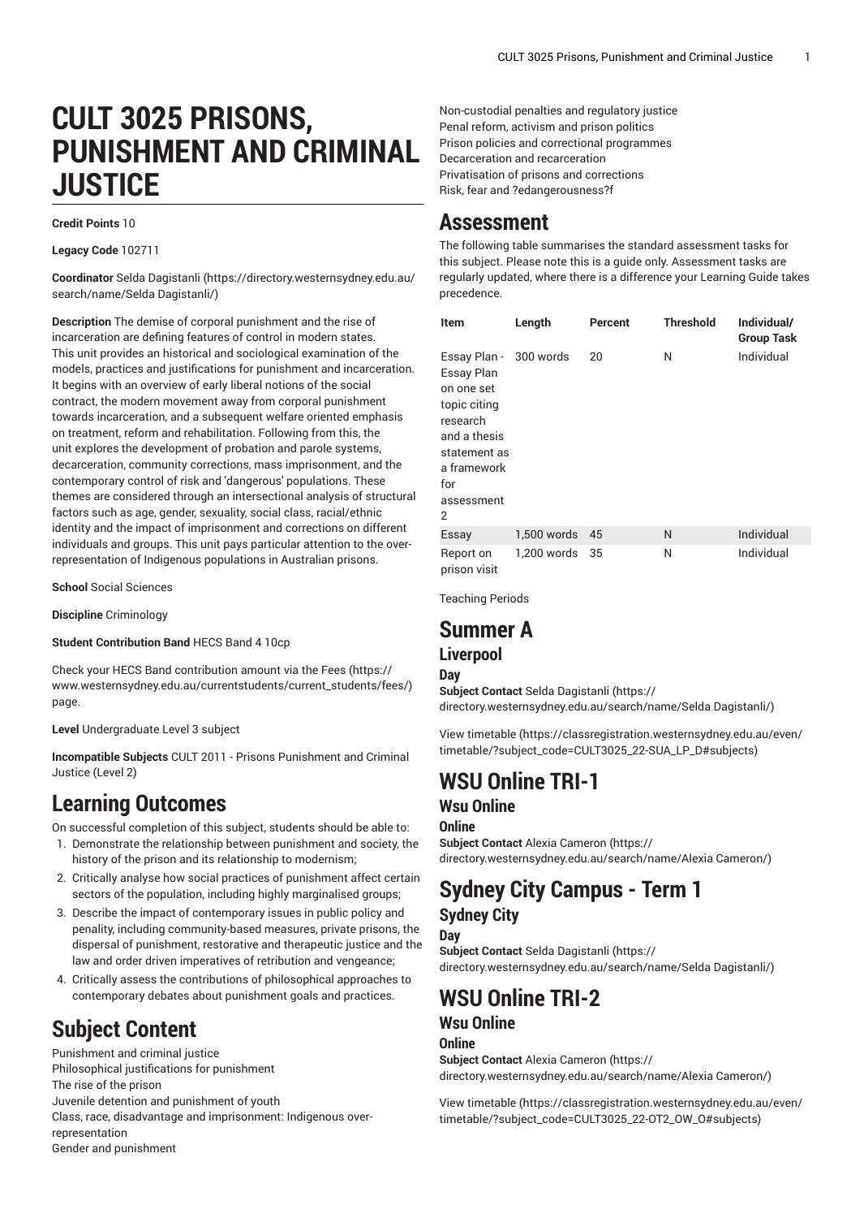# CULT 3025 PRISONS, PUNISHMENT AND CRIMINAL JUSTICE

**Credit Points** 10

**Legacy Code** 102711

**Coordinator** Selda Dagistanli (https://directory.westernsydney.edu.au/search/name/Selda Dagistanli/)

**Description** The demise of corporal punishment and the rise of incarceration are defining features of control in modern states. This unit provides an historical and sociological examination of the models, practices and justifications for punishment and incarceration. It begins with an overview of early liberal notions of the social contract, the modern movement away from corporal punishment towards incarceration, and a subsequent welfare oriented emphasis on treatment, reform and rehabilitation. Following from this, the unit explores the development of probation and parole systems, decarceration, community corrections, mass imprisonment, and the contemporary control of risk and 'dangerous' populations. These themes are considered through an intersectional analysis of structural factors such as age, gender, sexuality, social class, racial/ethnic identity and the impact of imprisonment and corrections on different individuals and groups. This unit pays particular attention to the over-representation of Indigenous populations in Australian prisons.

**School** Social Sciences

**Discipline** Criminology

**Student Contribution Band** HECS Band 4 10cp

Check your HECS Band contribution amount via the Fees (https://www.westernsydney.edu.au/currentstudents/current_students/fees/) page.

**Level** Undergraduate Level 3 subject

**Incompatible Subjects** CULT 2011 - Prisons Punishment and Criminal Justice (Level 2)

## Learning Outcomes

On successful completion of this subject, students should be able to:

1. Demonstrate the relationship between punishment and society, the history of the prison and its relationship to modernism;
2. Critically analyse how social practices of punishment affect certain sectors of the population, including highly marginalised groups;
3. Describe the impact of contemporary issues in public policy and penality, including community-based measures, private prisons, the dispersal of punishment, restorative and therapeutic justice and the law and order driven imperatives of retribution and vengeance;
4. Critically assess the contributions of philosophical approaches to contemporary debates about punishment goals and practices.

## Subject Content

Punishment and criminal justice
Philosophical justifications for punishment
The rise of the prison
Juvenile detention and punishment of youth
Class, race, disadvantage and imprisonment: Indigenous over-representation
Gender and punishment
Non-custodial penalties and regulatory justice
Penal reform, activism and prison politics
Prison policies and correctional programmes
Decarceration and recarceration
Privatisation of prisons and corrections
Risk, fear and ?edangerousness?f

## Assessment

The following table summarises the standard assessment tasks for this subject. Please note this is a guide only. Assessment tasks are regularly updated, where there is a difference your Learning Guide takes precedence.

| Item | Length | Percent | Threshold | Individual/ Group Task |
|---|---|---|---|---|
| Essay Plan - Essay Plan on one set topic citing research and a thesis statement as a framework for assessment 2 | 300 words | 20 | N | Individual |
| Essay | 1,500 words | 45 | N | Individual |
| Report on prison visit | 1,200 words | 35 | N | Individual |

Teaching Periods

# Summer A

## Liverpool

### Day

**Subject Contact** Selda Dagistanli (https://directory.westernsydney.edu.au/search/name/Selda Dagistanli/)

View timetable (https://classregistration.westernsydney.edu.au/even/timetable/?subject_code=CULT3025_22-SUA_LP_D#subjects)

# WSU Online TRI-1

## Wsu Online

### Online

**Subject Contact** Alexia Cameron (https://directory.westernsydney.edu.au/search/name/Alexia Cameron/)

# Sydney City Campus - Term 1

## Sydney City

### Day

**Subject Contact** Selda Dagistanli (https://directory.westernsydney.edu.au/search/name/Selda Dagistanli/)

# WSU Online TRI-2

## Wsu Online

### Online

**Subject Contact** Alexia Cameron (https://directory.westernsydney.edu.au/search/name/Alexia Cameron/)

View timetable (https://classregistration.westernsydney.edu.au/even/timetable/?subject_code=CULT3025_22-OT2_OW_O#subjects)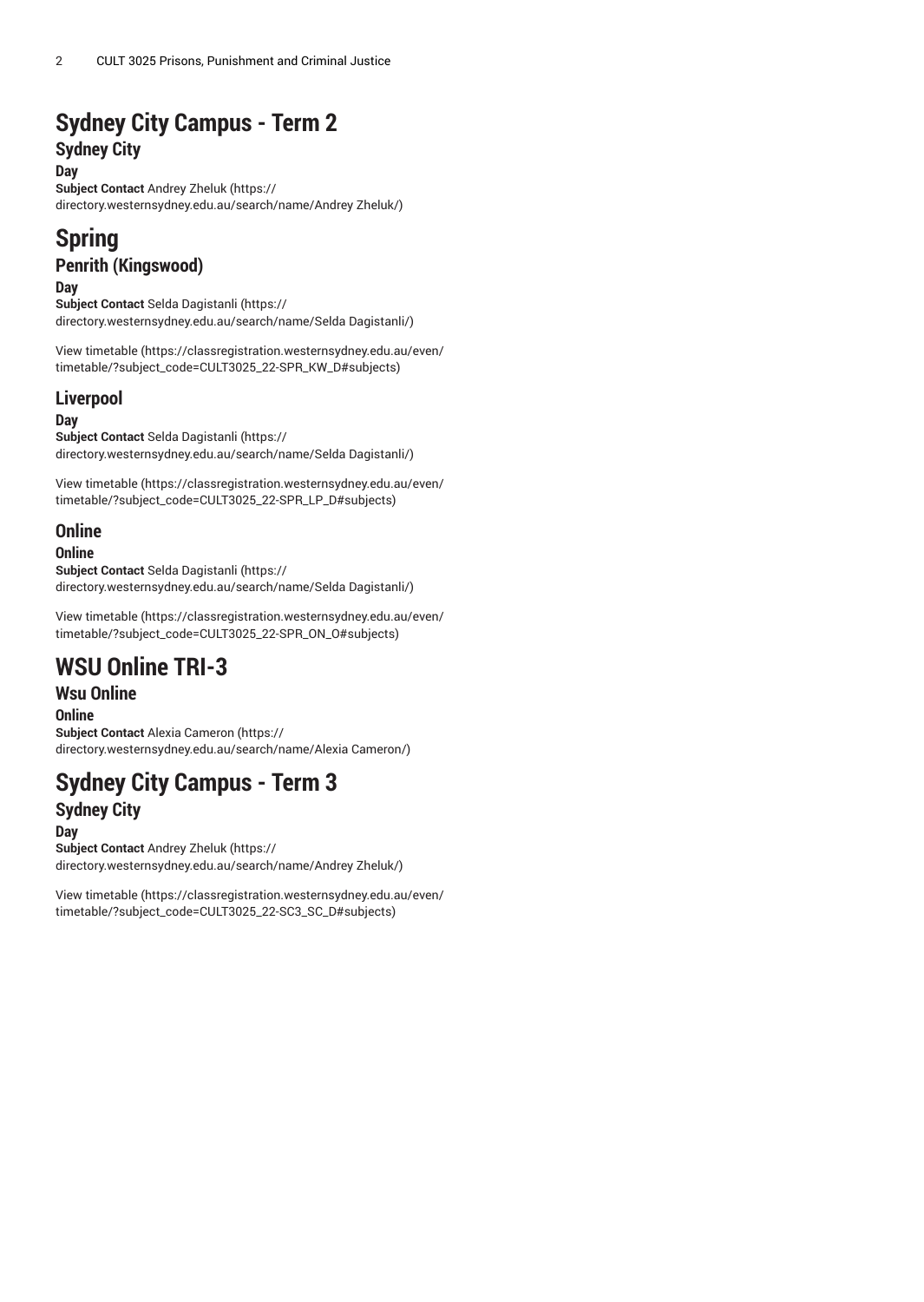# Sydney City Campus - Term 2

## Sydney City

### Day

**Subject Contact** Andrey Zheluk (https://directory.westernsydney.edu.au/search/name/Andrey Zheluk/)

# Spring

## Penrith (Kingswood)

### Day

**Subject Contact** Selda Dagistanli (https://directory.westernsydney.edu.au/search/name/Selda Dagistanli/)

View timetable (https://classregistration.westernsydney.edu.au/even/timetable/?subject_code=CULT3025_22-SPR_KW_D#subjects)

## Liverpool

### Day

**Subject Contact** Selda Dagistanli (https://directory.westernsydney.edu.au/search/name/Selda Dagistanli/)

View timetable (https://classregistration.westernsydney.edu.au/even/timetable/?subject_code=CULT3025_22-SPR_LP_D#subjects)

## Online

### Online

**Subject Contact** Selda Dagistanli (https://directory.westernsydney.edu.au/search/name/Selda Dagistanli/)

View timetable (https://classregistration.westernsydney.edu.au/even/timetable/?subject_code=CULT3025_22-SPR_ON_O#subjects)

# WSU Online TRI-3

## Wsu Online

### Online

**Subject Contact** Alexia Cameron (https://directory.westernsydney.edu.au/search/name/Alexia Cameron/)

# Sydney City Campus - Term 3

## Sydney City

### Day

**Subject Contact** Andrey Zheluk (https://directory.westernsydney.edu.au/search/name/Andrey Zheluk/)

View timetable (https://classregistration.westernsydney.edu.au/even/timetable/?subject_code=CULT3025_22-SC3_SC_D#subjects)